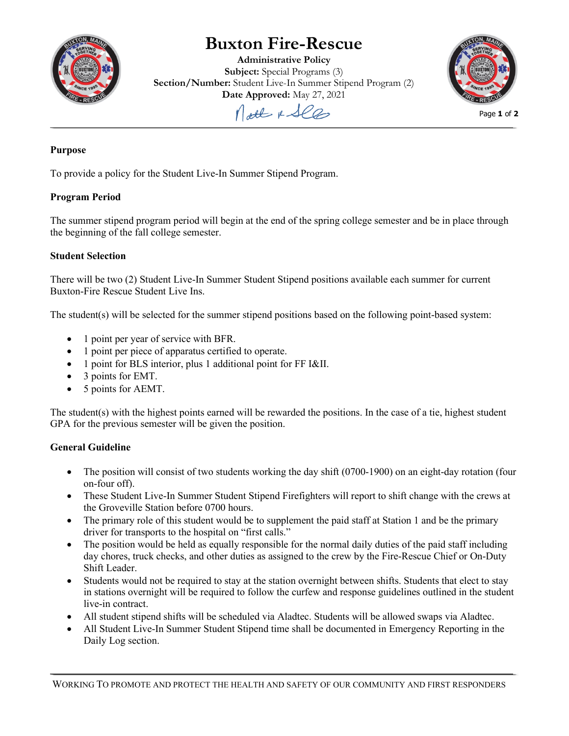# Buxton Fire-Rescue

**Administrative Policy**
**Subject:** Special Programs (3)
**Section/Number:** Student Live-In Summer Stipend Program (2)
**Date Approved:** May 27, 2021

**Purpose**

To provide a policy for the Student Live-In Summer Stipend Program.

**Program Period**

The summer stipend program period will begin at the end of the spring college semester and be in place through the beginning of the fall college semester.

**Student Selection**

There will be two (2) Student Live-In Summer Student Stipend positions available each summer for current Buxton-Fire Rescue Student Live Ins.

The student(s) will be selected for the summer stipend positions based on the following point-based system:

- 1 point per year of service with BFR.
- 1 point per piece of apparatus certified to operate.
- 1 point for BLS interior, plus 1 additional point for FF I&II.
- 3 points for EMT.
- 5 points for AEMT.

The student(s) with the highest points earned will be rewarded the positions. In the case of a tie, highest student GPA for the previous semester will be given the position.

**General Guideline**

- The position will consist of two students working the day shift (0700-1900) on an eight-day rotation (four on-four off).
- These Student Live-In Summer Student Stipend Firefighters will report to shift change with the crews at the Groveville Station before 0700 hours.
- The primary role of this student would be to supplement the paid staff at Station 1 and be the primary driver for transports to the hospital on "first calls."
- The position would be held as equally responsible for the normal daily duties of the paid staff including day chores, truck checks, and other duties as assigned to the crew by the Fire-Rescue Chief or On-Duty Shift Leader.
- Students would not be required to stay at the station overnight between shifts. Students that elect to stay in stations overnight will be required to follow the curfew and response guidelines outlined in the student live-in contract.
- All student stipend shifts will be scheduled via Aladtec. Students will be allowed swaps via Aladtec.
- All Student Live-In Summer Student Stipend time shall be documented in Emergency Reporting in the Daily Log section.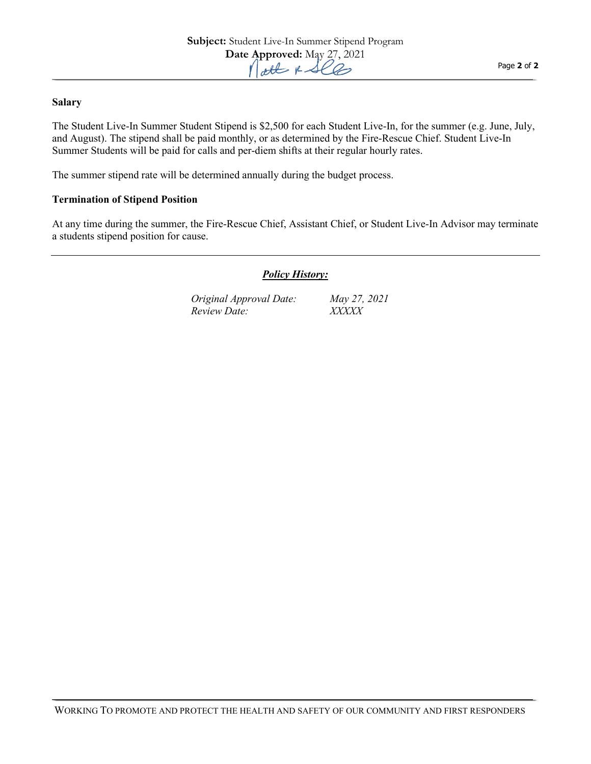**Salary**

The Student Live-In Summer Student Stipend is $2,500 for each Student Live-In, for the summer (e.g. June, July, and August). The stipend shall be paid monthly, or as determined by the Fire-Rescue Chief. Student Live-In Summer Students will be paid for calls and per-diem shifts at their regular hourly rates.

The summer stipend rate will be determined annually during the budget process.

**Termination of Stipend Position**

At any time during the summer, the Fire-Rescue Chief, Assistant Chief, or Student Live-In Advisor may terminate a students stipend position for cause.

***Policy History:***

*Original Approval Date:* *May 27, 2021*
*Review Date:* *XXXXX*